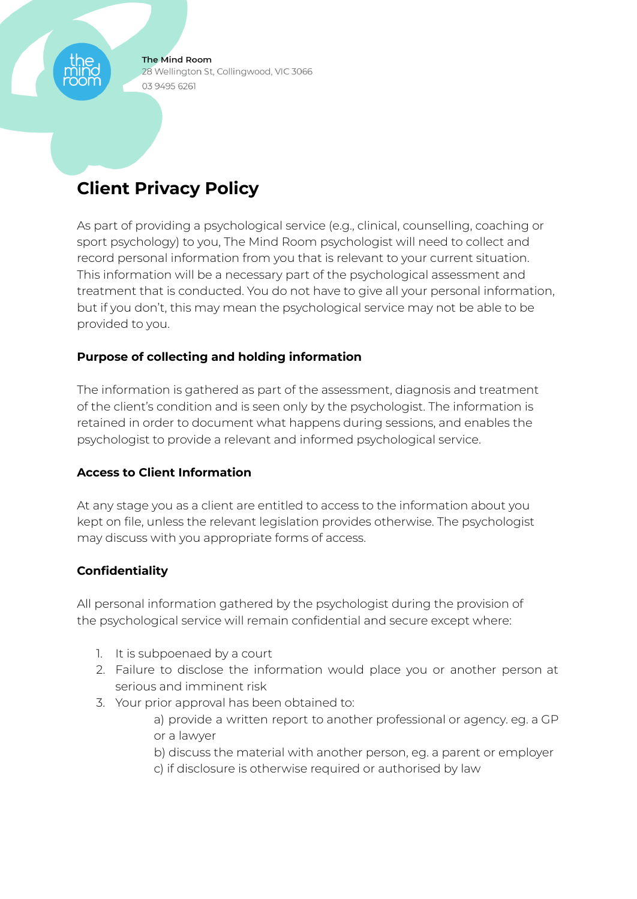**The Mind Room**
28 Wellington St, Collingwood, VIC 3066
03 9495 6261

# Client Privacy Policy

As part of providing a psychological service (e.g., clinical, counselling, coaching or sport psychology) to you, The Mind Room psychologist will need to collect and record personal information from you that is relevant to your current situation. This information will be a necessary part of the psychological assessment and treatment that is conducted. You do not have to give all your personal information, but if you don't, this may mean the psychological service may not be able to be provided to you.

### Purpose of collecting and holding information

The information is gathered as part of the assessment, diagnosis and treatment of the client's condition and is seen only by the psychologist. The information is retained in order to document what happens during sessions, and enables the psychologist to provide a relevant and informed psychological service.

### Access to Client Information

At any stage you as a client are entitled to access to the information about you kept on file, unless the relevant legislation provides otherwise. The psychologist may discuss with you appropriate forms of access.

### Confidentiality

All personal information gathered by the psychologist during the provision of the psychological service will remain confidential and secure except where:

1. It is subpoenaed by a court
2. Failure to disclose the information would place you or another person at serious and imminent risk
3. Your prior approval has been obtained to:
   a) provide a written report to another professional or agency. eg. a GP or a lawyer
   b) discuss the material with another person, eg. a parent or employer
   c) if disclosure is otherwise required or authorised by law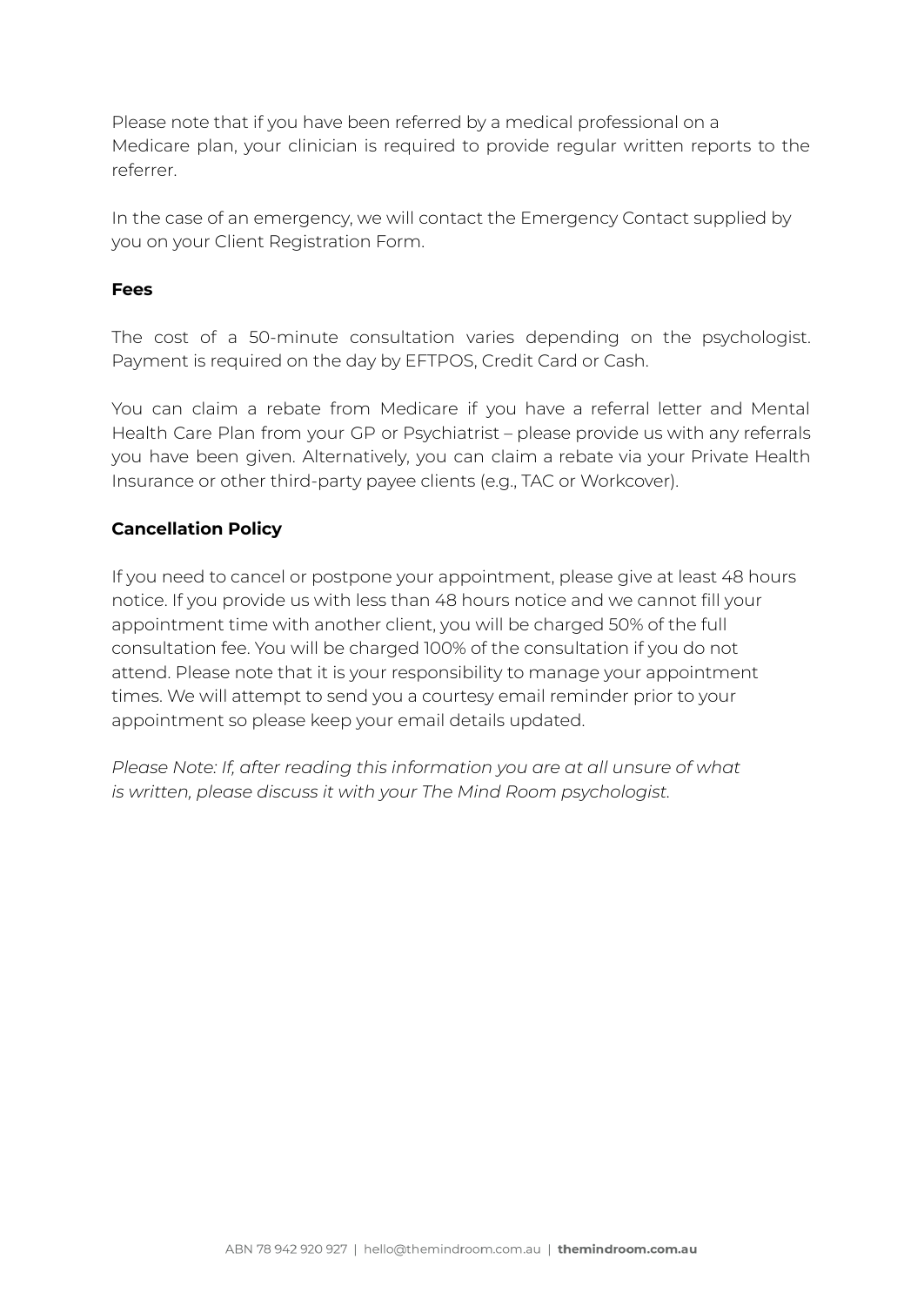Please note that if you have been referred by a medical professional on a Medicare plan, your clinician is required to provide regular written reports to the referrer.

In the case of an emergency, we will contact the Emergency Contact supplied by you on your Client Registration Form.

**Fees**

The cost of a 50-minute consultation varies depending on the psychologist. Payment is required on the day by EFTPOS, Credit Card or Cash.

You can claim a rebate from Medicare if you have a referral letter and Mental Health Care Plan from your GP or Psychiatrist – please provide us with any referrals you have been given. Alternatively, you can claim a rebate via your Private Health Insurance or other third-party payee clients (e.g., TAC or Workcover).

**Cancellation Policy**

If you need to cancel or postpone your appointment, please give at least 48 hours notice. If you provide us with less than 48 hours notice and we cannot fill your appointment time with another client, you will be charged 50% of the full consultation fee. You will be charged 100% of the consultation if you do not attend. Please note that it is your responsibility to manage your appointment times. We will attempt to send you a courtesy email reminder prior to your appointment so please keep your email details updated.

*Please Note: If, after reading this information you are at all unsure of what is written, please discuss it with your The Mind Room psychologist.*